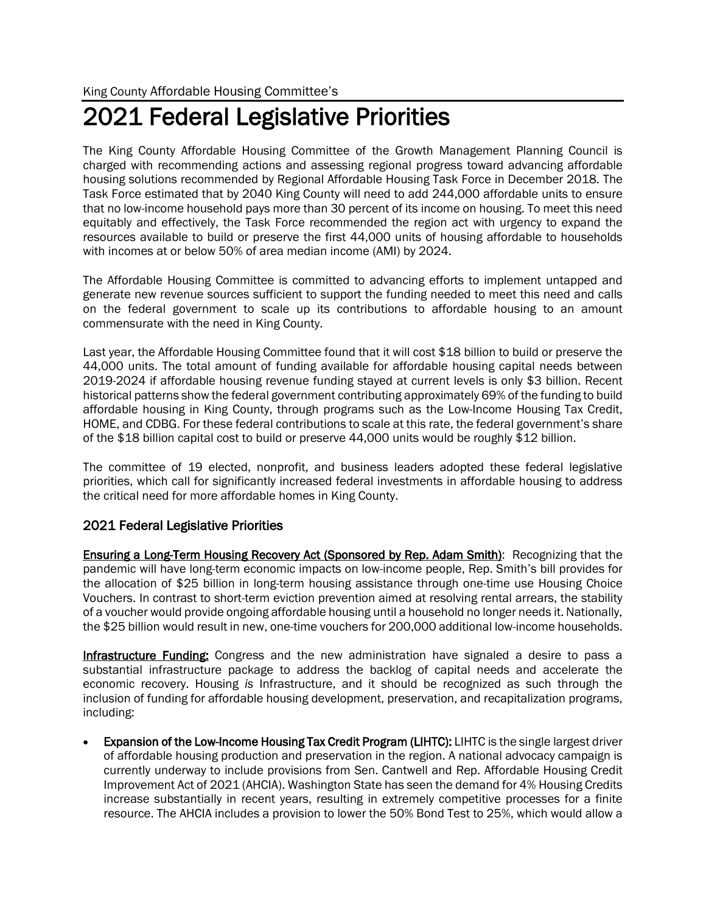King County Affordable Housing Committee's

# 2021 Federal Legislative Priorities

The King County Affordable Housing Committee of the Growth Management Planning Council is charged with recommending actions and assessing regional progress toward advancing affordable housing solutions recommended by Regional Affordable Housing Task Force in December 2018. The Task Force estimated that by 2040 King County will need to add 244,000 affordable units to ensure that no low-income household pays more than 30 percent of its income on housing. To meet this need equitably and effectively, the Task Force recommended the region act with urgency to expand the resources available to build or preserve the first 44,000 units of housing affordable to households with incomes at or below 50% of area median income (AMI) by 2024.

The Affordable Housing Committee is committed to advancing efforts to implement untapped and generate new revenue sources sufficient to support the funding needed to meet this need and calls on the federal government to scale up its contributions to affordable housing to an amount commensurate with the need in King County.

Last year, the Affordable Housing Committee found that it will cost $18 billion to build or preserve the 44,000 units. The total amount of funding available for affordable housing capital needs between 2019-2024 if affordable housing revenue funding stayed at current levels is only $3 billion. Recent historical patterns show the federal government contributing approximately 69% of the funding to build affordable housing in King County, through programs such as the Low-Income Housing Tax Credit, HOME, and CDBG. For these federal contributions to scale at this rate, the federal government's share of the $18 billion capital cost to build or preserve 44,000 units would be roughly $12 billion.

The committee of 19 elected, nonprofit, and business leaders adopted these federal legislative priorities, which call for significantly increased federal investments in affordable housing to address the critical need for more affordable homes in King County.

## 2021 Federal Legislative Priorities

**Ensuring a Long-Term Housing Recovery Act (Sponsored by Rep. Adam Smith)**: Recognizing that the pandemic will have long-term economic impacts on low-income people, Rep. Smith's bill provides for the allocation of $25 billion in long-term housing assistance through one-time use Housing Choice Vouchers. In contrast to short-term eviction prevention aimed at resolving rental arrears, the stability of a voucher would provide ongoing affordable housing until a household no longer needs it. Nationally, the $25 billion would result in new, one-time vouchers for 200,000 additional low-income households.

**Infrastructure Funding:** Congress and the new administration have signaled a desire to pass a substantial infrastructure package to address the backlog of capital needs and accelerate the economic recovery. Housing *is* Infrastructure, and it should be recognized as such through the inclusion of funding for affordable housing development, preservation, and recapitalization programs, including:

- **Expansion of the Low-Income Housing Tax Credit Program (LIHTC):** LIHTC is the single largest driver of affordable housing production and preservation in the region. A national advocacy campaign is currently underway to include provisions from Sen. Cantwell and Rep. Affordable Housing Credit Improvement Act of 2021 (AHCIA). Washington State has seen the demand for 4% Housing Credits increase substantially in recent years, resulting in extremely competitive processes for a finite resource. The AHCIA includes a provision to lower the 50% Bond Test to 25%, which would allow a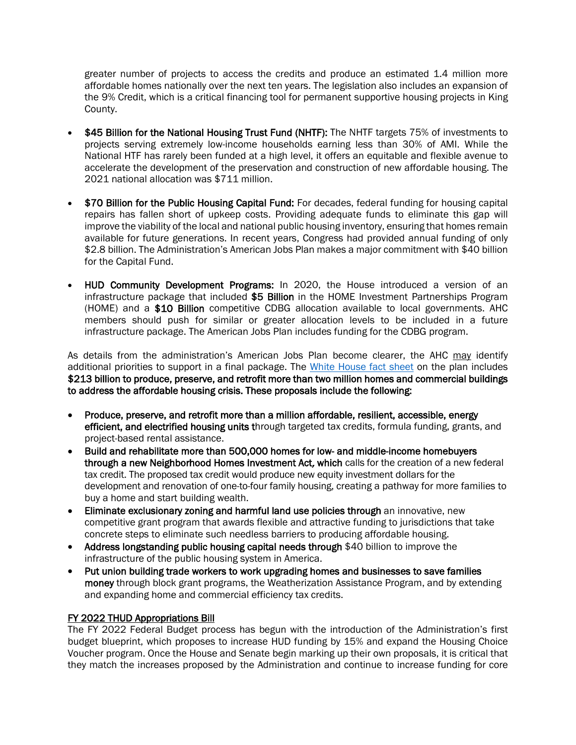greater number of projects to access the credits and produce an estimated 1.4 million more affordable homes nationally over the next ten years. The legislation also includes an expansion of the 9% Credit, which is a critical financing tool for permanent supportive housing projects in King County.

- **$45 Billion for the National Housing Trust Fund (NHTF):** The NHTF targets 75% of investments to projects serving extremely low-income households earning less than 30% of AMI. While the National HTF has rarely been funded at a high level, it offers an equitable and flexible avenue to accelerate the development of the preservation and construction of new affordable housing. The 2021 national allocation was $711 million.

- **$70 Billion for the Public Housing Capital Fund:** For decades, federal funding for housing capital repairs has fallen short of upkeep costs. Providing adequate funds to eliminate this gap will improve the viability of the local and national public housing inventory, ensuring that homes remain available for future generations. In recent years, Congress had provided annual funding of only $2.8 billion. The Administration's American Jobs Plan makes a major commitment with $40 billion for the Capital Fund.

- **HUD Community Development Programs:** In 2020, the House introduced a version of an infrastructure package that included **$5 Billion** in the HOME Investment Partnerships Program (HOME) and a **$10 Billion** competitive CDBG allocation available to local governments. AHC members should push for similar or greater allocation levels to be included in a future infrastructure package. The American Jobs Plan includes funding for the CDBG program.

As details from the administration's American Jobs Plan become clearer, the AHC <u>may</u> identify additional priorities to support in a final package. The [White House fact sheet](#) on the plan includes **$213 billion to produce, preserve, and retrofit more than two million homes and commercial buildings to address the affordable housing crisis. These proposals include the following:**

- **Produce, preserve, and retrofit more than a million affordable, resilient, accessible, energy efficient, and electrified housing units t**hrough targeted tax credits, formula funding, grants, and project-based rental assistance.
- **Build and rehabilitate more than 500,000 homes for low- and middle-income homebuyers through a new Neighborhood Homes Investment Act, which** calls for the creation of a new federal tax credit. The proposed tax credit would produce new equity investment dollars for the development and renovation of one-to-four family housing, creating a pathway for more families to buy a home and start building wealth.
- **Eliminate exclusionary zoning and harmful land use policies through** an innovative, new competitive grant program that awards flexible and attractive funding to jurisdictions that take concrete steps to eliminate such needless barriers to producing affordable housing.
- **Address longstanding public housing capital needs through** $40 billion to improve the infrastructure of the public housing system in America.
- **Put union building trade workers to work upgrading homes and businesses to save families money** through block grant programs, the Weatherization Assistance Program, and by extending and expanding home and commercial efficiency tax credits.

<u>FY 2022 THUD Appropriations Bill</u>

The FY 2022 Federal Budget process has begun with the introduction of the Administration's first budget blueprint, which proposes to increase HUD funding by 15% and expand the Housing Choice Voucher program. Once the House and Senate begin marking up their own proposals, it is critical that they match the increases proposed by the Administration and continue to increase funding for core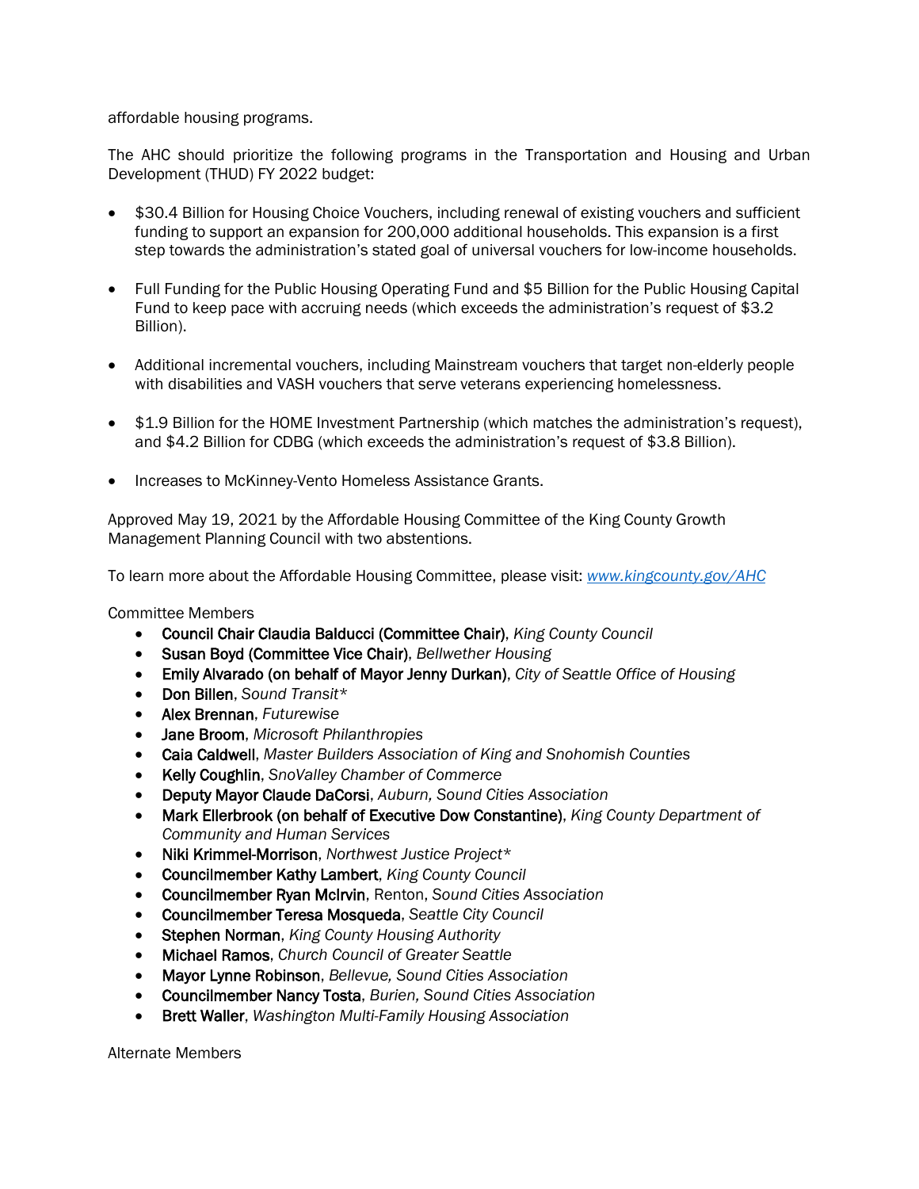affordable housing programs.

The AHC should prioritize the following programs in the Transportation and Housing and Urban Development (THUD) FY 2022 budget:

- $30.4 Billion for Housing Choice Vouchers, including renewal of existing vouchers and sufficient funding to support an expansion for 200,000 additional households. This expansion is a first step towards the administration's stated goal of universal vouchers for low-income households.
- Full Funding for the Public Housing Operating Fund and $5 Billion for the Public Housing Capital Fund to keep pace with accruing needs (which exceeds the administration's request of $3.2 Billion).
- Additional incremental vouchers, including Mainstream vouchers that target non-elderly people with disabilities and VASH vouchers that serve veterans experiencing homelessness.
- $1.9 Billion for the HOME Investment Partnership (which matches the administration's request), and $4.2 Billion for CDBG (which exceeds the administration's request of $3.8 Billion).
- Increases to McKinney-Vento Homeless Assistance Grants.

Approved May 19, 2021 by the Affordable Housing Committee of the King County Growth Management Planning Council with two abstentions.

To learn more about the Affordable Housing Committee, please visit: [www.kingcounty.gov/AHC](http://www.kingcounty.gov/AHC)

Committee Members

- **Council Chair Claudia Balducci (Committee Chair)**, *King County Council*
- **Susan Boyd (Committee Vice Chair)**, *Bellwether Housing*
- **Emily Alvarado (on behalf of Mayor Jenny Durkan)**, *City of Seattle Office of Housing*
- **Don Billen**, *Sound Transit**
- **Alex Brennan**, *Futurewise*
- **Jane Broom**, *Microsoft Philanthropies*
- **Caia Caldwell**, *Master Builders Association of King and Snohomish Counties*
- **Kelly Coughlin**, *SnoValley Chamber of Commerce*
- **Deputy Mayor Claude DaCorsi**, *Auburn, Sound Cities Association*
- **Mark Ellerbrook (on behalf of Executive Dow Constantine)**, *King County Department of Community and Human Services*
- **Niki Krimmel-Morrison**, *Northwest Justice Project**
- **Councilmember Kathy Lambert**, *King County Council*
- **Councilmember Ryan McIrvin**, Renton, *Sound Cities Association*
- **Councilmember Teresa Mosqueda**, *Seattle City Council*
- **Stephen Norman**, *King County Housing Authority*
- **Michael Ramos**, *Church Council of Greater Seattle*
- **Mayor Lynne Robinson**, *Bellevue, Sound Cities Association*
- **Councilmember Nancy Tosta**, *Burien, Sound Cities Association*
- **Brett Waller**, *Washington Multi-Family Housing Association*

Alternate Members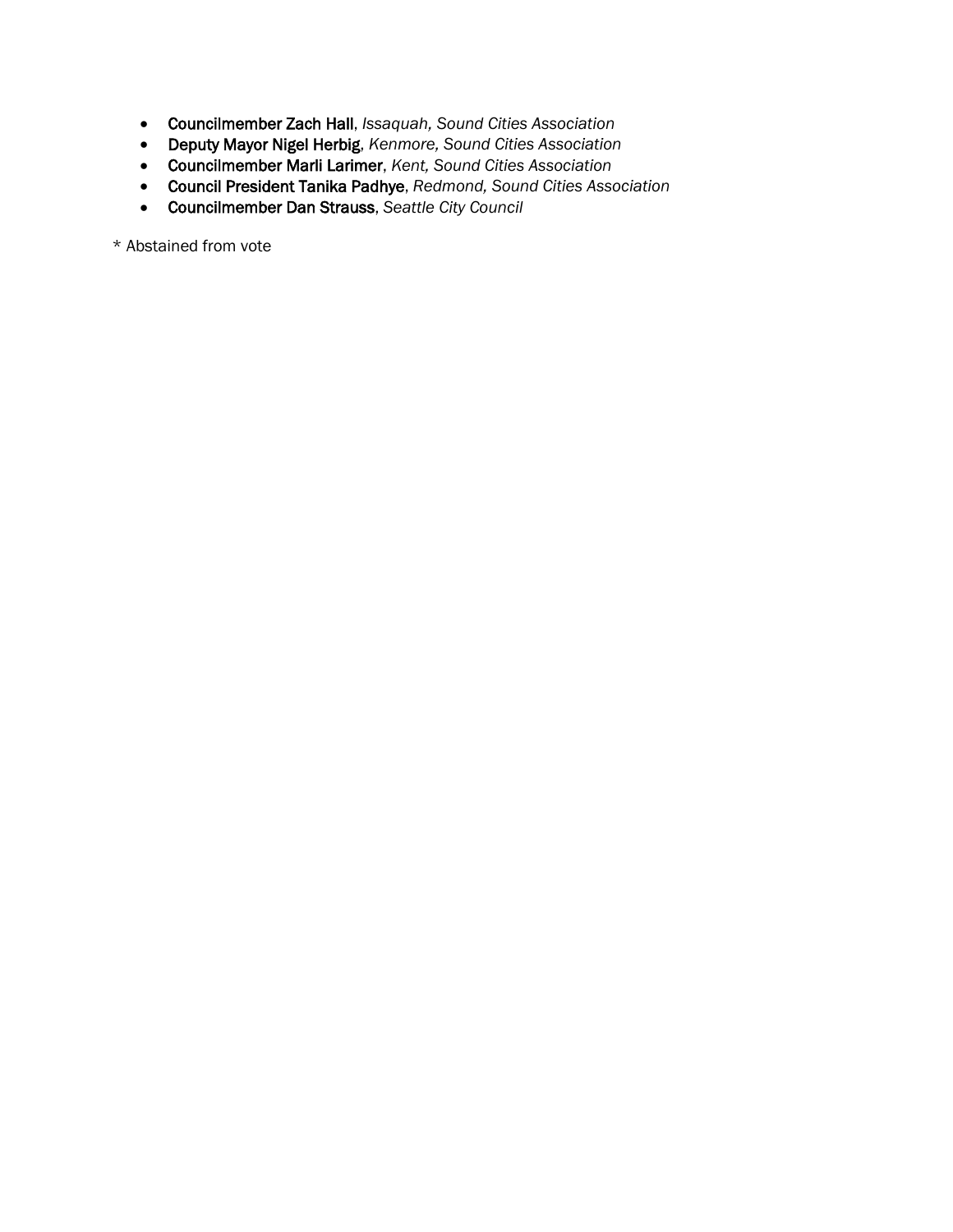- **Councilmember Zach Hall**, *Issaquah, Sound Cities Association*
- **Deputy Mayor Nigel Herbig**, *Kenmore, Sound Cities Association*
- **Councilmember Marli Larimer**, *Kent, Sound Cities Association*
- **Council President Tanika Padhye**, *Redmond, Sound Cities Association*
- **Councilmember Dan Strauss**, *Seattle City Council*

* Abstained from vote